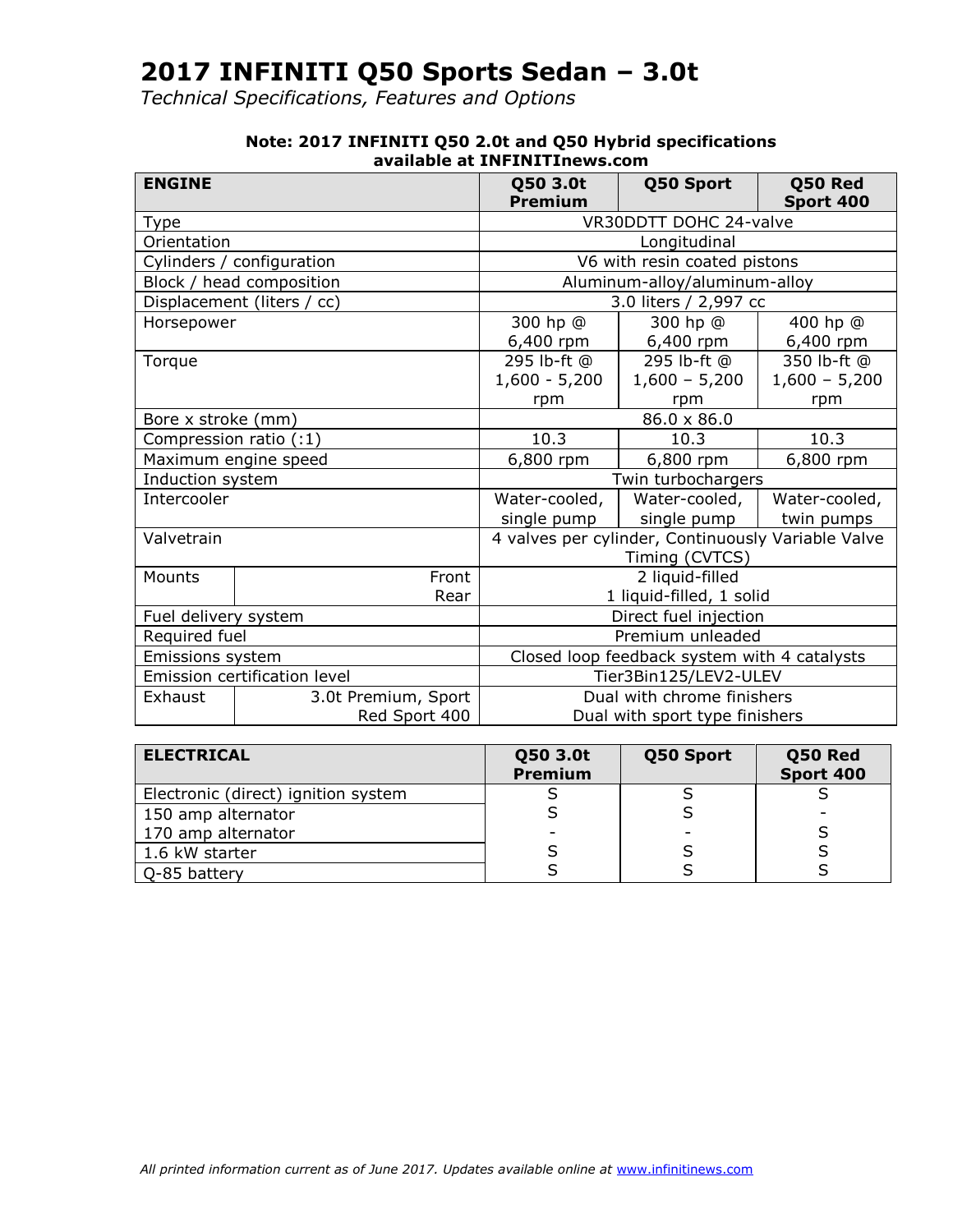# 2017 INFINITI Q50 Sports Sedan – 3.0t

*Technical Specifications, Features and Options*

**Note: 2017 INFINITI Q50 2.0t and Q50 Hybrid specifications available at INFINITInews.com**

| **ENGINE** | | **Q50 3.0t Premium** | **Q50 Sport** | **Q50 Red Sport 400** |
|---|---|---|---|---|
| Type | | VR30DDTT DOHC 24-valve | | |
| Orientation | | Longitudinal | | |
| Cylinders / configuration | | V6 with resin coated pistons | | |
| Block / head composition | | Aluminum-alloy/aluminum-alloy | | |
| Displacement (liters / cc) | | 3.0 liters / 2,997 cc | | |
| Horsepower | | 300 hp @ 6,400 rpm | 300 hp @ 6,400 rpm | 400 hp @ 6,400 rpm |
| Torque | | 295 lb-ft @ 1,600 - 5,200 rpm | 295 lb-ft @ 1,600 – 5,200 rpm | 350 lb-ft @ 1,600 – 5,200 rpm |
| Bore x stroke (mm) | | 86.0 x 86.0 | | |
| Compression ratio (:1) | | 10.3 | 10.3 | 10.3 |
| Maximum engine speed | | 6,800 rpm | 6,800 rpm | 6,800 rpm |
| Induction system | | Twin turbochargers | | |
| Intercooler | | Water-cooled, single pump | Water-cooled, single pump | Water-cooled, twin pumps |
| Valvetrain | | 4 valves per cylinder, Continuously Variable Valve Timing (CVTCS) | | |
| Mounts | Front | 2 liquid-filled | | |
| | Rear | 1 liquid-filled, 1 solid | | |
| Fuel delivery system | | Direct fuel injection | | |
| Required fuel | | Premium unleaded | | |
| Emissions system | | Closed loop feedback system with 4 catalysts | | |
| Emission certification level | | Tier3Bin125/LEV2-ULEV | | |
| Exhaust | 3.0t Premium, Sport | Dual with chrome finishers | | |
| | Red Sport 400 | Dual with sport type finishers | | |

| **ELECTRICAL** | **Q50 3.0t Premium** | **Q50 Sport** | **Q50 Red Sport 400** |
|---|---|---|---|
| Electronic (direct) ignition system | S | S | S |
| 150 amp alternator | S | S | - |
| 170 amp alternator | - | - | S |
| 1.6 kW starter | S | S | S |
| Q-85 battery | S | S | S |

*All printed information current as of June 2017. Updates available online at www.infinitinews.com*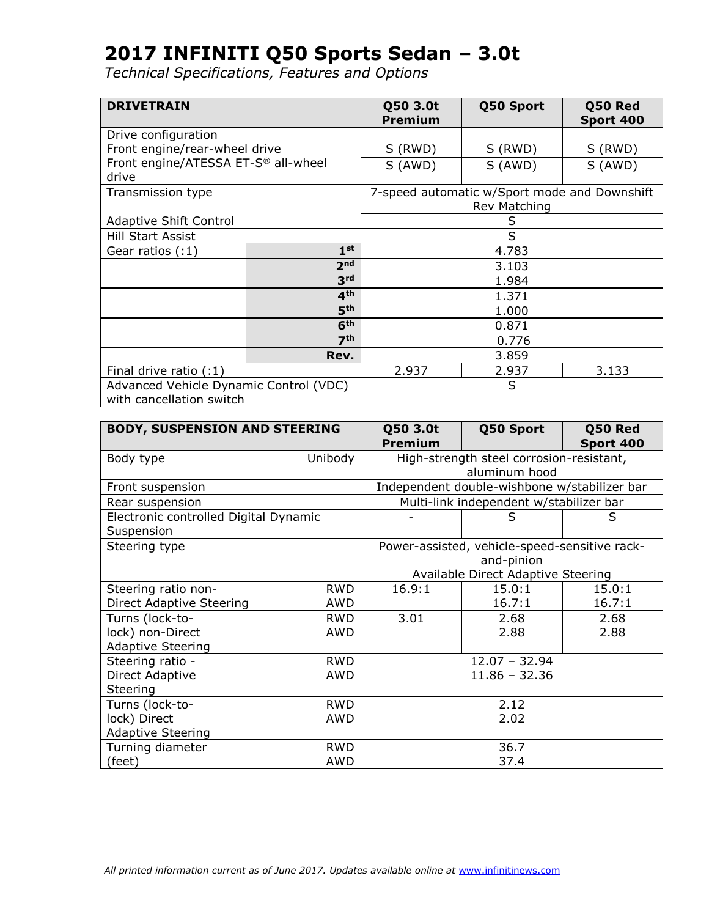# 2017 INFINITI Q50 Sports Sedan – 3.0t

*Technical Specifications, Features and Options*

| DRIVETRAIN | | Q50 3.0t Premium | Q50 Sport | Q50 Red Sport 400 |
|---|---|---|---|---|
| Drive configuration<br>Front engine/rear-wheel drive | | S (RWD) | S (RWD) | S (RWD) |
| Front engine/ATESSA ET-S® all-wheel drive | | S (AWD) | S (AWD) | S (AWD) |
| Transmission type | | 7-speed automatic w/Sport mode and Downshift Rev Matching | | |
| Adaptive Shift Control | | S | | |
| Hill Start Assist | | S | | |
| Gear ratios (:1) | 1st | 4.783 | | |
| | 2nd | 3.103 | | |
| | 3rd | 1.984 | | |
| | 4th | 1.371 | | |
| | 5th | 1.000 | | |
| | 6th | 0.871 | | |
| | 7th | 0.776 | | |
| | Rev. | 3.859 | | |
| Final drive ratio (:1) | | 2.937 | 2.937 | 3.133 |
| Advanced Vehicle Dynamic Control (VDC) with cancellation switch | | S | | |

| BODY, SUSPENSION AND STEERING | | Q50 3.0t Premium | Q50 Sport | Q50 Red Sport 400 |
|---|---|---|---|---|
| Body type | Unibody | High-strength steel corrosion-resistant, aluminum hood | | |
| Front suspension | | Independent double-wishbone w/stabilizer bar | | |
| Rear suspension | | Multi-link independent w/stabilizer bar | | |
| Electronic controlled Digital Dynamic Suspension | | - | S | S |
| Steering type | | Power-assisted, vehicle-speed-sensitive rack-and-pinion<br>Available Direct Adaptive Steering | | |
| Steering ratio non-Direct Adaptive Steering | RWD<br>AWD | 16.9:1 | 15.0:1<br>16.7:1 | 15.0:1<br>16.7:1 |
| Turns (lock-to-lock) non-Direct Adaptive Steering | RWD<br>AWD | 3.01 | 2.68<br>2.88 | 2.68<br>2.88 |
| Steering ratio - Direct Adaptive Steering | RWD<br>AWD | 12.07 – 32.94<br>11.86 – 32.36 | | |
| Turns (lock-to-lock) Direct Adaptive Steering | RWD<br>AWD | 2.12<br>2.02 | | |
| Turning diameter (feet) | RWD<br>AWD | 36.7<br>37.4 | | |

*All printed information current as of June 2017. Updates available online at www.infinitinews.com*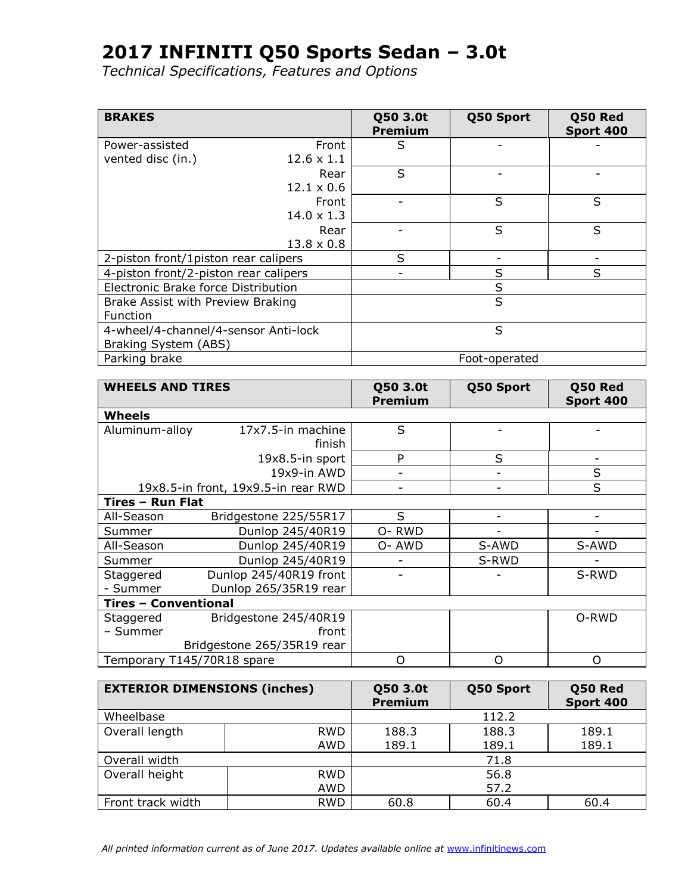# 2017 INFINITI Q50 Sports Sedan – 3.0t

*Technical Specifications, Features and Options*

| BRAKES | | Q50 3.0t Premium | Q50 Sport | Q50 Red Sport 400 |
|---|---|---|---|---|
| Power-assisted vented disc (in.) | Front 12.6 x 1.1 | S | - | - |
| | Rear 12.1 x 0.6 | S | - | - |
| | Front 14.0 x 1.3 | - | S | S |
| | Rear 13.8 x 0.8 | - | S | S |
| 2-piston front/1piston rear calipers | | S | - | - |
| 4-piston front/2-piston rear calipers | | - | S | S |
| Electronic Brake force Distribution | | S | S | S |
| Brake Assist with Preview Braking Function | | S | S | S |
| 4-wheel/4-channel/4-sensor Anti-lock Braking System (ABS) | | S | S | S |
| Parking brake | | Foot-operated | Foot-operated | Foot-operated |

| WHEELS AND TIRES | | Q50 3.0t Premium | Q50 Sport | Q50 Red Sport 400 |
|---|---|---|---|---|
| **Wheels** | | | | |
| Aluminum-alloy | 17x7.5-in machine finish | S | - | - |
| | 19x8.5-in sport | P | S | - |
| | 19x9-in AWD | - | - | S |
| | 19x8.5-in front, 19x9.5-in rear RWD | - | - | S |
| **Tires – Run Flat** | | | | |
| All-Season | Bridgestone 225/55R17 | S | - | - |
| Summer | Dunlop 245/40R19 | O- RWD | - | - |
| All-Season | Dunlop 245/40R19 | O- AWD | S-AWD | S-AWD |
| Summer | Dunlop 245/40R19 | - | S-RWD | - |
| Staggered - Summer | Dunlop 245/40R19 front Dunlop 265/35R19 rear | - | - | S-RWD |
| **Tires – Conventional** | | | | |
| Staggered – Summer | Bridgestone 245/40R19 front Bridgestone 265/35R19 rear | | | O-RWD |
| Temporary T145/70R18 spare | | O | O | O |

| EXTERIOR DIMENSIONS (inches) | | Q50 3.0t Premium | Q50 Sport | Q50 Red Sport 400 |
|---|---|---|---|---|
| Wheelbase | | 112.2 | 112.2 | 112.2 |
| Overall length | RWD | 188.3 | 188.3 | 189.1 |
| | AWD | 189.1 | 189.1 | 189.1 |
| Overall width | | 71.8 | 71.8 | 71.8 |
| Overall height | RWD | 56.8 | 56.8 | 56.8 |
| | AWD | 57.2 | 57.2 | 57.2 |
| Front track width | RWD | 60.8 | 60.4 | 60.4 |

*All printed information current as of June 2017. Updates available online at www.infinitinews.com*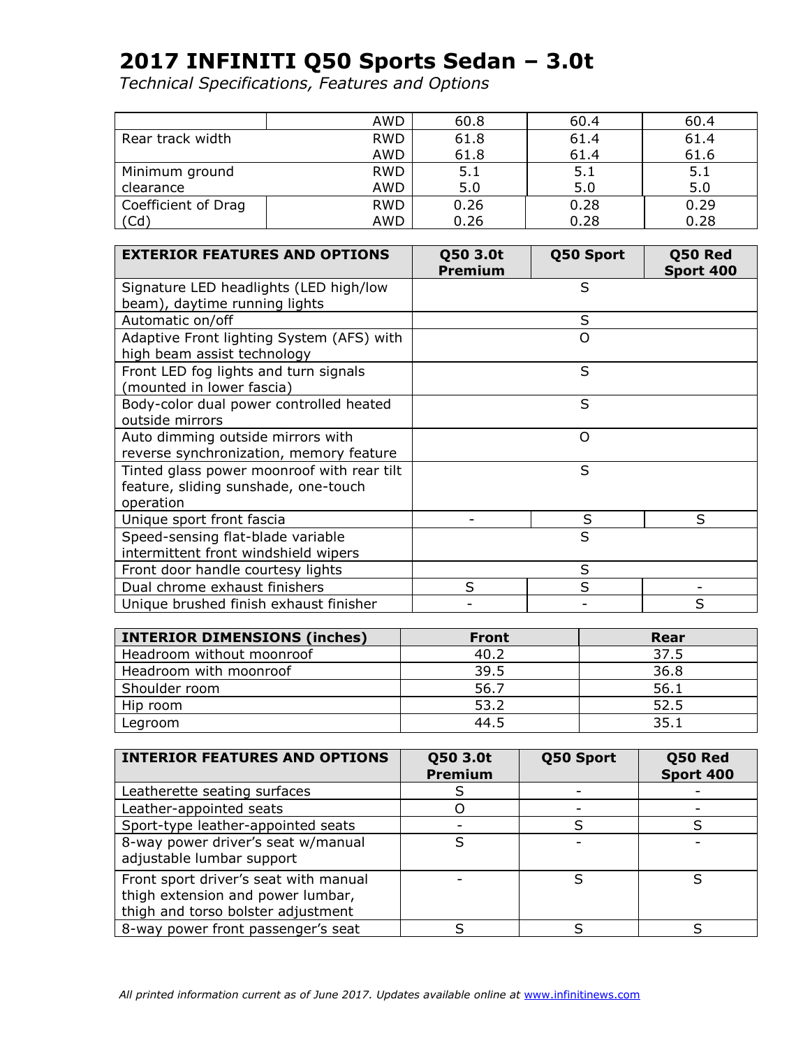# 2017 INFINITI Q50 Sports Sedan – 3.0t

*Technical Specifications, Features and Options*

| | | | | |
|---|---|---|---|---|
| | AWD | 60.8 | 60.4 | 60.4 |
| Rear track width | RWD | 61.8 | 61.4 | 61.4 |
| | AWD | 61.8 | 61.4 | 61.6 |
| Minimum ground clearance | RWD | 5.1 | 5.1 | 5.1 |
| | AWD | 5.0 | 5.0 | 5.0 |
| Coefficient of Drag (Cd) | RWD | 0.26 | 0.28 | 0.29 |
| | AWD | 0.26 | 0.28 | 0.28 |

| EXTERIOR FEATURES AND OPTIONS | Q50 3.0t Premium | Q50 Sport | Q50 Red Sport 400 |
|---|---|---|---|
| Signature LED headlights (LED high/low beam), daytime running lights | | S | |
| Automatic on/off | | S | |
| Adaptive Front lighting System (AFS) with high beam assist technology | | O | |
| Front LED fog lights and turn signals (mounted in lower fascia) | | S | |
| Body-color dual power controlled heated outside mirrors | | S | |
| Auto dimming outside mirrors with reverse synchronization, memory feature | | O | |
| Tinted glass power moonroof with rear tilt feature, sliding sunshade, one-touch operation | | S | |
| Unique sport front fascia | - | S | S |
| Speed-sensing flat-blade variable intermittent front windshield wipers | | S | |
| Front door handle courtesy lights | | S | |
| Dual chrome exhaust finishers | S | S | - |
| Unique brushed finish exhaust finisher | - | - | S |

| INTERIOR DIMENSIONS (inches) | Front | Rear |
|---|---|---|
| Headroom without moonroof | 40.2 | 37.5 |
| Headroom with moonroof | 39.5 | 36.8 |
| Shoulder room | 56.7 | 56.1 |
| Hip room | 53.2 | 52.5 |
| Legroom | 44.5 | 35.1 |

| INTERIOR FEATURES AND OPTIONS | Q50 3.0t Premium | Q50 Sport | Q50 Red Sport 400 |
|---|---|---|---|
| Leatherette seating surfaces | S | - | - |
| Leather-appointed seats | O | - | - |
| Sport-type leather-appointed seats | - | S | S |
| 8-way power driver's seat w/manual adjustable lumbar support | S | - | - |
| Front sport driver's seat with manual thigh extension and power lumbar, thigh and torso bolster adjustment | - | S | S |
| 8-way power front passenger's seat | S | S | S |

*All printed information current as of June 2017. Updates available online at www.infinitinews.com*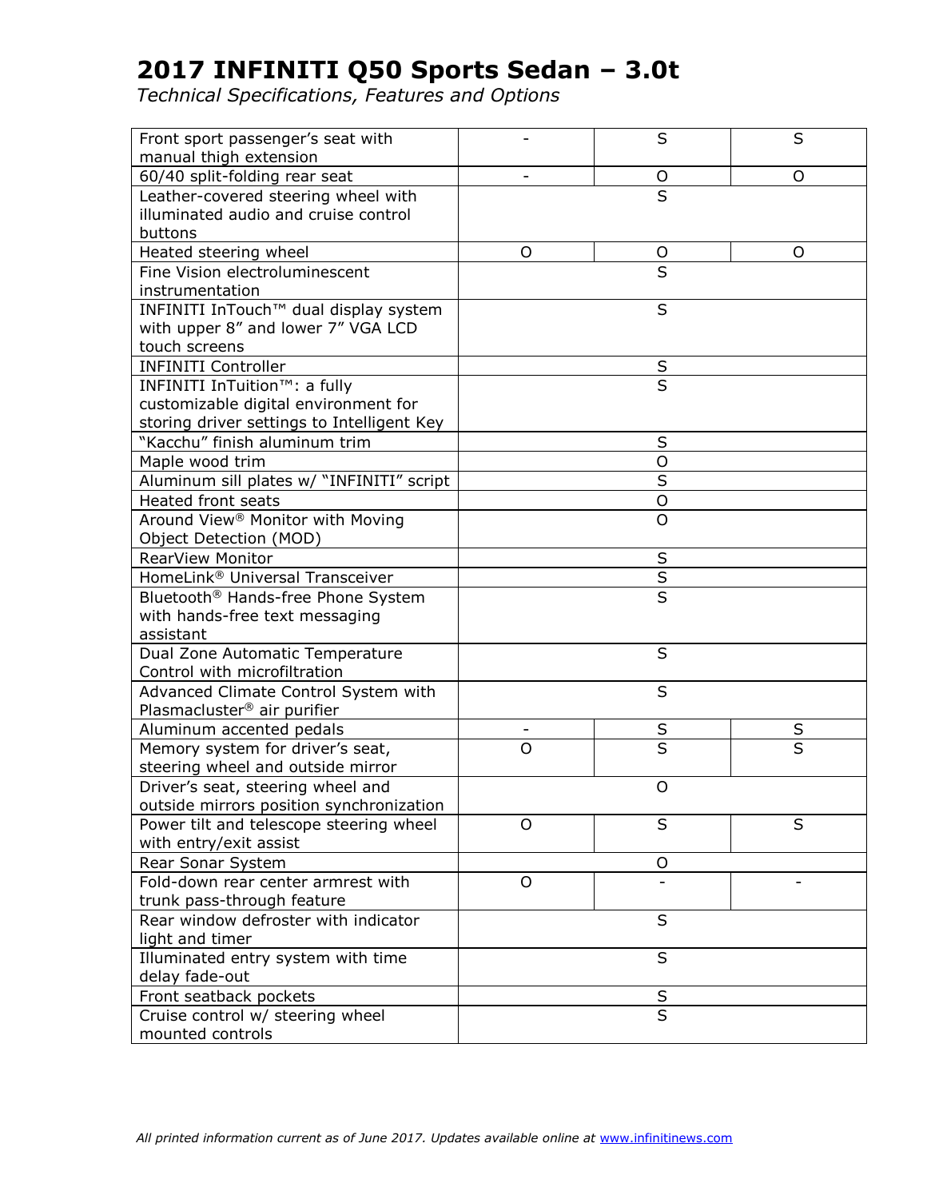# 2017 INFINITI Q50 Sports Sedan – 3.0t

*Technical Specifications, Features and Options*

| | | | |
|---|---|---|---|
| Front sport passenger's seat with manual thigh extension | - | S | S |
| 60/40 split-folding rear seat | - | O | O |
| Leather-covered steering wheel with illuminated audio and cruise control buttons | | S | |
| Heated steering wheel | O | O | O |
| Fine Vision electroluminescent instrumentation | | S | |
| INFINITI InTouch™ dual display system with upper 8" and lower 7" VGA LCD touch screens | | S | |
| INFINITI Controller | | S | |
| INFINITI InTuition™: a fully customizable digital environment for storing driver settings to Intelligent Key | | S | |
| "Kacchu" finish aluminum trim | | S | |
| Maple wood trim | | O | |
| Aluminum sill plates w/ "INFINITI" script | | S | |
| Heated front seats | | O | |
| Around View® Monitor with Moving Object Detection (MOD) | | O | |
| RearView Monitor | | S | |
| HomeLink® Universal Transceiver | | S | |
| Bluetooth® Hands-free Phone System with hands-free text messaging assistant | | S | |
| Dual Zone Automatic Temperature Control with microfiltration | | S | |
| Advanced Climate Control System with Plasmacluster® air purifier | | S | |
| Aluminum accented pedals | - | S | S |
| Memory system for driver's seat, steering wheel and outside mirror | O | S | S |
| Driver's seat, steering wheel and outside mirrors position synchronization | | O | |
| Power tilt and telescope steering wheel with entry/exit assist | O | S | S |
| Rear Sonar System | | O | |
| Fold-down rear center armrest with trunk pass-through feature | O | - | - |
| Rear window defroster with indicator light and timer | | S | |
| Illuminated entry system with time delay fade-out | | S | |
| Front seatback pockets | | S | |
| Cruise control w/ steering wheel mounted controls | | S | |

*All printed information current as of June 2017. Updates available online at www.infinitinews.com*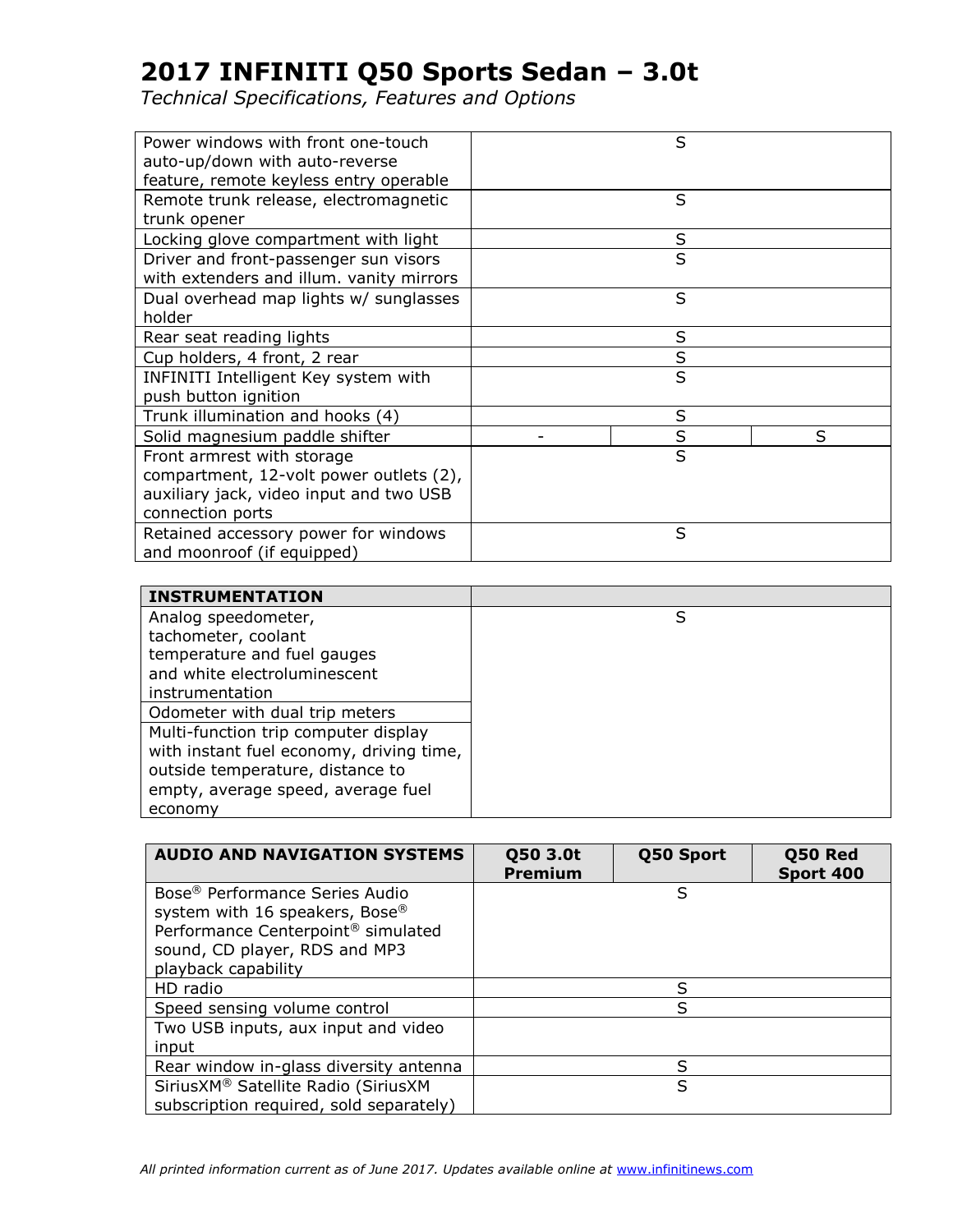# 2017 INFINITI Q50 Sports Sedan – 3.0t

*Technical Specifications, Features and Options*

| | | | |
|---|---|---|---|
| Power windows with front one-touch auto-up/down with auto-reverse feature, remote keyless entry operable | | S | |
| Remote trunk release, electromagnetic trunk opener | | S | |
| Locking glove compartment with light | | S | |
| Driver and front-passenger sun visors with extenders and illum. vanity mirrors | | S | |
| Dual overhead map lights w/ sunglasses holder | | S | |
| Rear seat reading lights | | S | |
| Cup holders, 4 front, 2 rear | | S | |
| INFINITI Intelligent Key system with push button ignition | | S | |
| Trunk illumination and hooks (4) | | S | |
| Solid magnesium paddle shifter | - | S | S |
| Front armrest with storage compartment, 12-volt power outlets (2), auxiliary jack, video input and two USB connection ports | | S | |
| Retained accessory power for windows and moonroof (if equipped) | | S | |

| **INSTRUMENTATION** | |
|---|---|
| Analog speedometer, tachometer, coolant temperature and fuel gauges and white electroluminescent instrumentation | S |
| Odometer with dual trip meters | |
| Multi-function trip computer display with instant fuel economy, driving time, outside temperature, distance to empty, average speed, average fuel economy | |

| **AUDIO AND NAVIGATION SYSTEMS** | **Q50 3.0t Premium** | **Q50 Sport** | **Q50 Red Sport 400** |
|---|---|---|---|
| Bose® Performance Series Audio system with 16 speakers, Bose® Performance Centerpoint® simulated sound, CD player, RDS and MP3 playback capability | | S | |
| HD radio | | S | |
| Speed sensing volume control | | S | |
| Two USB inputs, aux input and video input | | | |
| Rear window in-glass diversity antenna | | S | |
| SiriusXM® Satellite Radio (SiriusXM subscription required, sold separately) | | S | |

*All printed information current as of June 2017. Updates available online at www.infinitinews.com*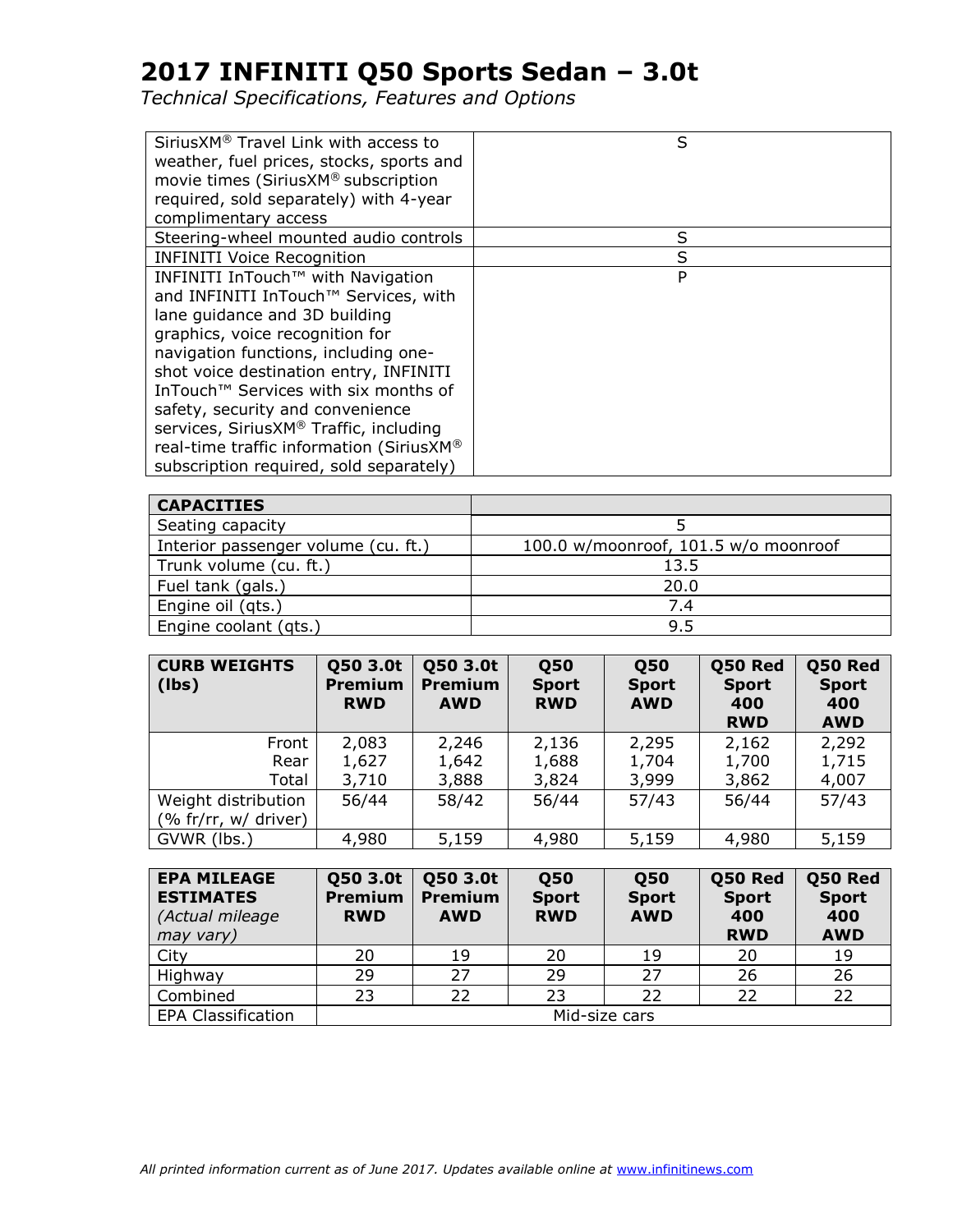# 2017 INFINITI Q50 Sports Sedan – 3.0t

*Technical Specifications, Features and Options*

| | |
|---|---|
| SiriusXM® Travel Link with access to weather, fuel prices, stocks, sports and movie times (SiriusXM® subscription required, sold separately) with 4-year complimentary access | S |
| Steering-wheel mounted audio controls | S |
| INFINITI Voice Recognition | S |
| INFINITI InTouch™ with Navigation and INFINITI InTouch™ Services, with lane guidance and 3D building graphics, voice recognition for navigation functions, including one-shot voice destination entry, INFINITI InTouch™ Services with six months of safety, security and convenience services, SiriusXM® Traffic, including real-time traffic information (SiriusXM® subscription required, sold separately) | P |

| **CAPACITIES** | |
|---|---|
| Seating capacity | 5 |
| Interior passenger volume (cu. ft.) | 100.0 w/moonroof, 101.5 w/o moonroof |
| Trunk volume (cu. ft.) | 13.5 |
| Fuel tank (gals.) | 20.0 |
| Engine oil (qts.) | 7.4 |
| Engine coolant (qts.) | 9.5 |

| **CURB WEIGHTS (lbs)** | **Q50 3.0t Premium RWD** | **Q50 3.0t Premium AWD** | **Q50 Sport RWD** | **Q50 Sport AWD** | **Q50 Red Sport 400 RWD** | **Q50 Red Sport 400 AWD** |
|---|---|---|---|---|---|---|
| Front | 2,083 | 2,246 | 2,136 | 2,295 | 2,162 | 2,292 |
| Rear | 1,627 | 1,642 | 1,688 | 1,704 | 1,700 | 1,715 |
| Total | 3,710 | 3,888 | 3,824 | 3,999 | 3,862 | 4,007 |
| Weight distribution (% fr/rr, w/ driver) | 56/44 | 58/42 | 56/44 | 57/43 | 56/44 | 57/43 |
| GVWR (lbs.) | 4,980 | 5,159 | 4,980 | 5,159 | 4,980 | 5,159 |

| **EPA MILEAGE ESTIMATES** *(Actual mileage may vary)* | **Q50 3.0t Premium RWD** | **Q50 3.0t Premium AWD** | **Q50 Sport RWD** | **Q50 Sport AWD** | **Q50 Red Sport 400 RWD** | **Q50 Red Sport 400 AWD** |
|---|---|---|---|---|---|---|
| City | 20 | 19 | 20 | 19 | 20 | 19 |
| Highway | 29 | 27 | 29 | 27 | 26 | 26 |
| Combined | 23 | 22 | 23 | 22 | 22 | 22 |
| EPA Classification | Mid-size cars | | | | | |

*All printed information current as of June 2017. Updates available online at www.infinitinews.com*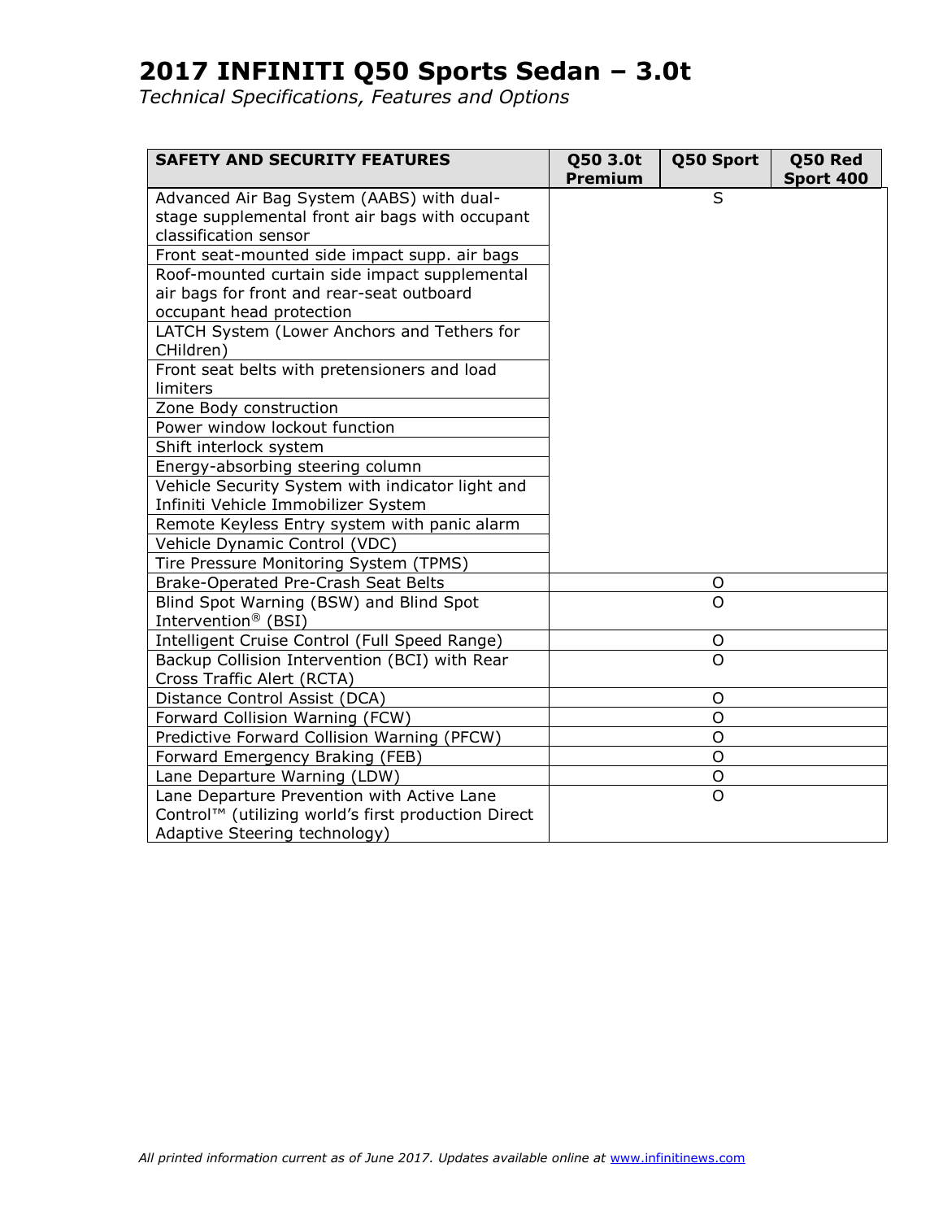# 2017 INFINITI Q50 Sports Sedan – 3.0t

*Technical Specifications, Features and Options*

| SAFETY AND SECURITY FEATURES | Q50 3.0t Premium | Q50 Sport | Q50 Red Sport 400 |
|---|---|---|---|
| Advanced Air Bag System (AABS) with dual-stage supplemental front air bags with occupant classification sensor | S | | |
| Front seat-mounted side impact supp. air bags | | | |
| Roof-mounted curtain side impact supplemental air bags for front and rear-seat outboard occupant head protection | | | |
| LATCH System (Lower Anchors and Tethers for CHildren) | | | |
| Front seat belts with pretensioners and load limiters | | | |
| Zone Body construction | | | |
| Power window lockout function | | | |
| Shift interlock system | | | |
| Energy-absorbing steering column | | | |
| Vehicle Security System with indicator light and Infiniti Vehicle Immobilizer System | | | |
| Remote Keyless Entry system with panic alarm | | | |
| Vehicle Dynamic Control (VDC) | | | |
| Tire Pressure Monitoring System (TPMS) | | | |
| Brake-Operated Pre-Crash Seat Belts | O | | |
| Blind Spot Warning (BSW) and Blind Spot Intervention® (BSI) | O | | |
| Intelligent Cruise Control (Full Speed Range) | O | | |
| Backup Collision Intervention (BCI) with Rear Cross Traffic Alert (RCTA) | O | | |
| Distance Control Assist (DCA) | O | | |
| Forward Collision Warning (FCW) | O | | |
| Predictive Forward Collision Warning (PFCW) | O | | |
| Forward Emergency Braking (FEB) | O | | |
| Lane Departure Warning (LDW) | O | | |
| Lane Departure Prevention with Active Lane Control™ (utilizing world's first production Direct Adaptive Steering technology) | O | | |

*All printed information current as of June 2017. Updates available online at www.infinitinews.com*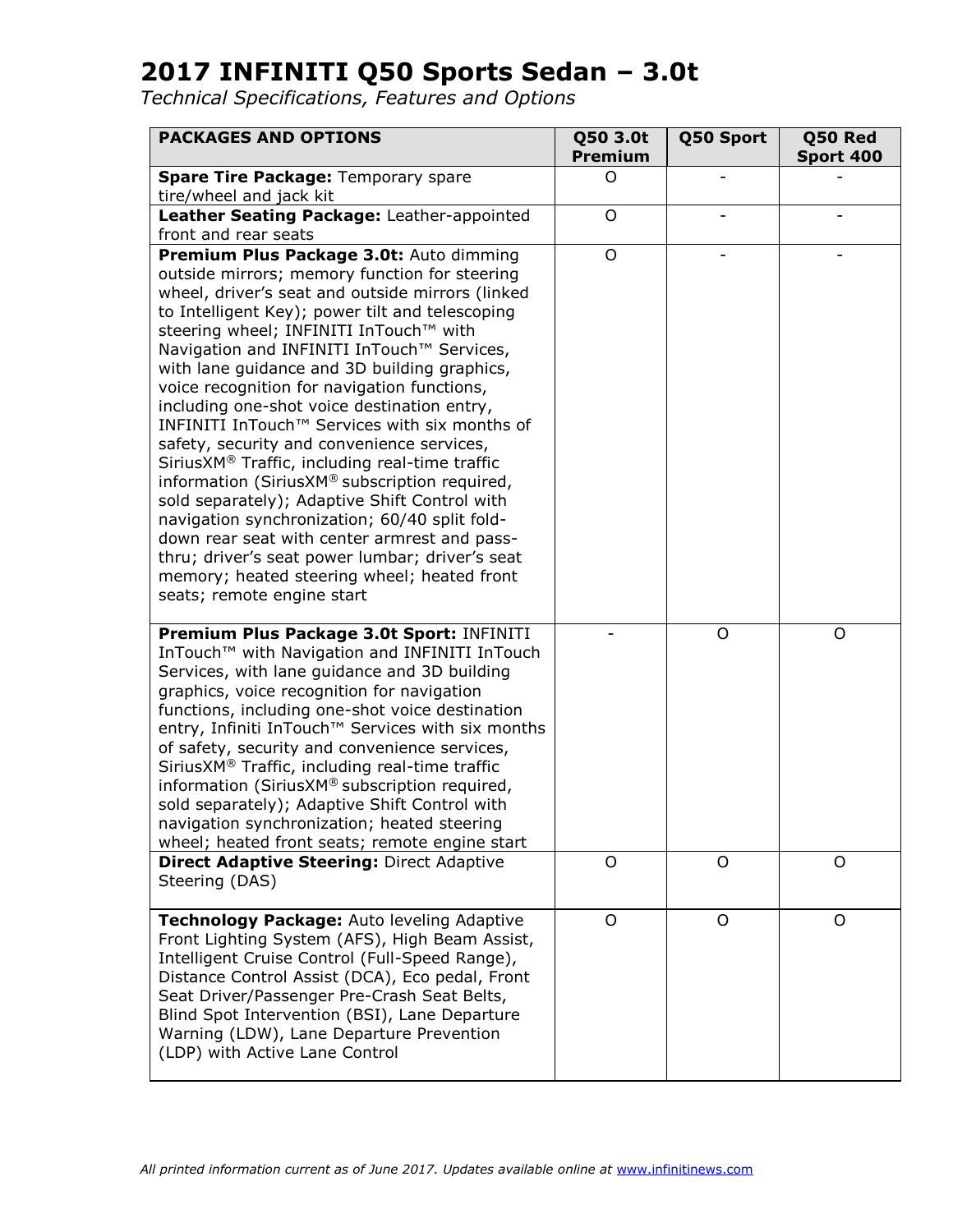# 2017 INFINITI Q50 Sports Sedan – 3.0t

*Technical Specifications, Features and Options*

| PACKAGES AND OPTIONS | Q50 3.0t Premium | Q50 Sport | Q50 Red Sport 400 |
|---|---|---|---|
| **Spare Tire Package:** Temporary spare tire/wheel and jack kit | O | - | - |
| **Leather Seating Package:** Leather-appointed front and rear seats | O | - | - |
| **Premium Plus Package 3.0t:** Auto dimming outside mirrors; memory function for steering wheel, driver's seat and outside mirrors (linked to Intelligent Key); power tilt and telescoping steering wheel; INFINITI InTouch™ with Navigation and INFINITI InTouch™ Services, with lane guidance and 3D building graphics, voice recognition for navigation functions, including one-shot voice destination entry, INFINITI InTouch™ Services with six months of safety, security and convenience services, SiriusXM® Traffic, including real-time traffic information (SiriusXM® subscription required, sold separately); Adaptive Shift Control with navigation synchronization; 60/40 split fold-down rear seat with center armrest and pass-thru; driver's seat power lumbar; driver's seat memory; heated steering wheel; heated front seats; remote engine start | O | - | - |
| **Premium Plus Package 3.0t Sport:** INFINITI InTouch™ with Navigation and INFINITI InTouch Services, with lane guidance and 3D building graphics, voice recognition for navigation functions, including one-shot voice destination entry, Infiniti InTouch™ Services with six months of safety, security and convenience services, SiriusXM® Traffic, including real-time traffic information (SiriusXM® subscription required, sold separately); Adaptive Shift Control with navigation synchronization; heated steering wheel; heated front seats; remote engine start | - | O | O |
| **Direct Adaptive Steering:** Direct Adaptive Steering (DAS) | O | O | O |
| **Technology Package:** Auto leveling Adaptive Front Lighting System (AFS), High Beam Assist, Intelligent Cruise Control (Full-Speed Range), Distance Control Assist (DCA), Eco pedal, Front Seat Driver/Passenger Pre-Crash Seat Belts, Blind Spot Intervention (BSI), Lane Departure Warning (LDW), Lane Departure Prevention (LDP) with Active Lane Control | O | O | O |

*All printed information current as of June 2017. Updates available online at www.infinitinews.com*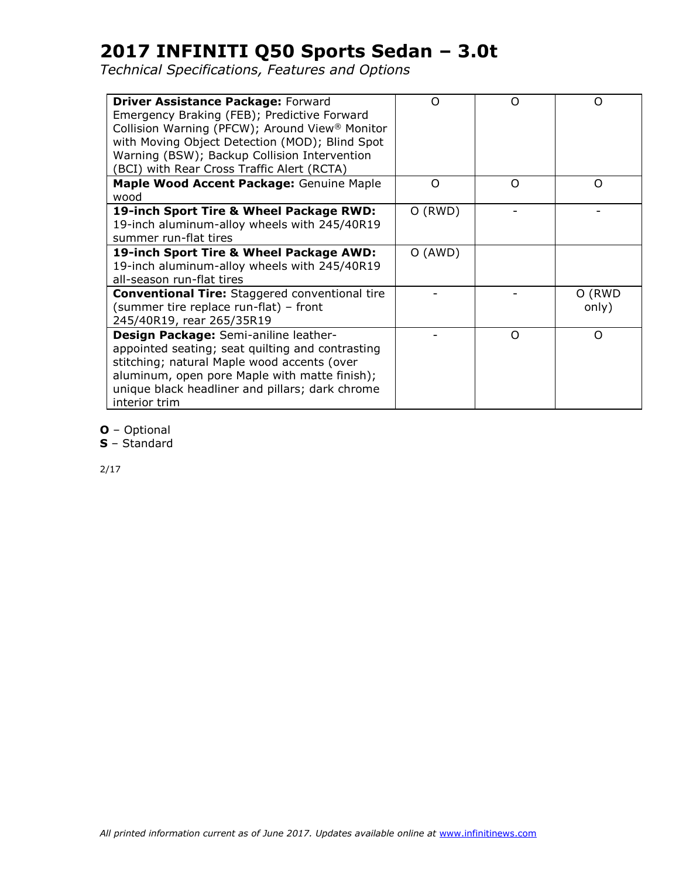# 2017 INFINITI Q50 Sports Sedan – 3.0t

*Technical Specifications, Features and Options*

| | | | |
|---|---|---|---|
| **Driver Assistance Package:** Forward Emergency Braking (FEB); Predictive Forward Collision Warning (PFCW); Around View® Monitor with Moving Object Detection (MOD); Blind Spot Warning (BSW); Backup Collision Intervention (BCI) with Rear Cross Traffic Alert (RCTA) | O | O | O |
| **Maple Wood Accent Package:** Genuine Maple wood | O | O | O |
| **19-inch Sport Tire & Wheel Package RWD:** 19-inch aluminum-alloy wheels with 245/40R19 summer run-flat tires | O (RWD) | - | - |
| **19-inch Sport Tire & Wheel Package AWD:** 19-inch aluminum-alloy wheels with 245/40R19 all-season run-flat tires | O (AWD) | | |
| **Conventional Tire:** Staggered conventional tire (summer tire replace run-flat) – front 245/40R19, rear 265/35R19 | - | - | O (RWD only) |
| **Design Package:** Semi-aniline leather-appointed seating; seat quilting and contrasting stitching; natural Maple wood accents (over aluminum, open pore Maple with matte finish); unique black headliner and pillars; dark chrome interior trim | - | O | O |

**O** – Optional
**S** – Standard

2/17

*All printed information current as of June 2017. Updates available online at www.infinitinews.com*